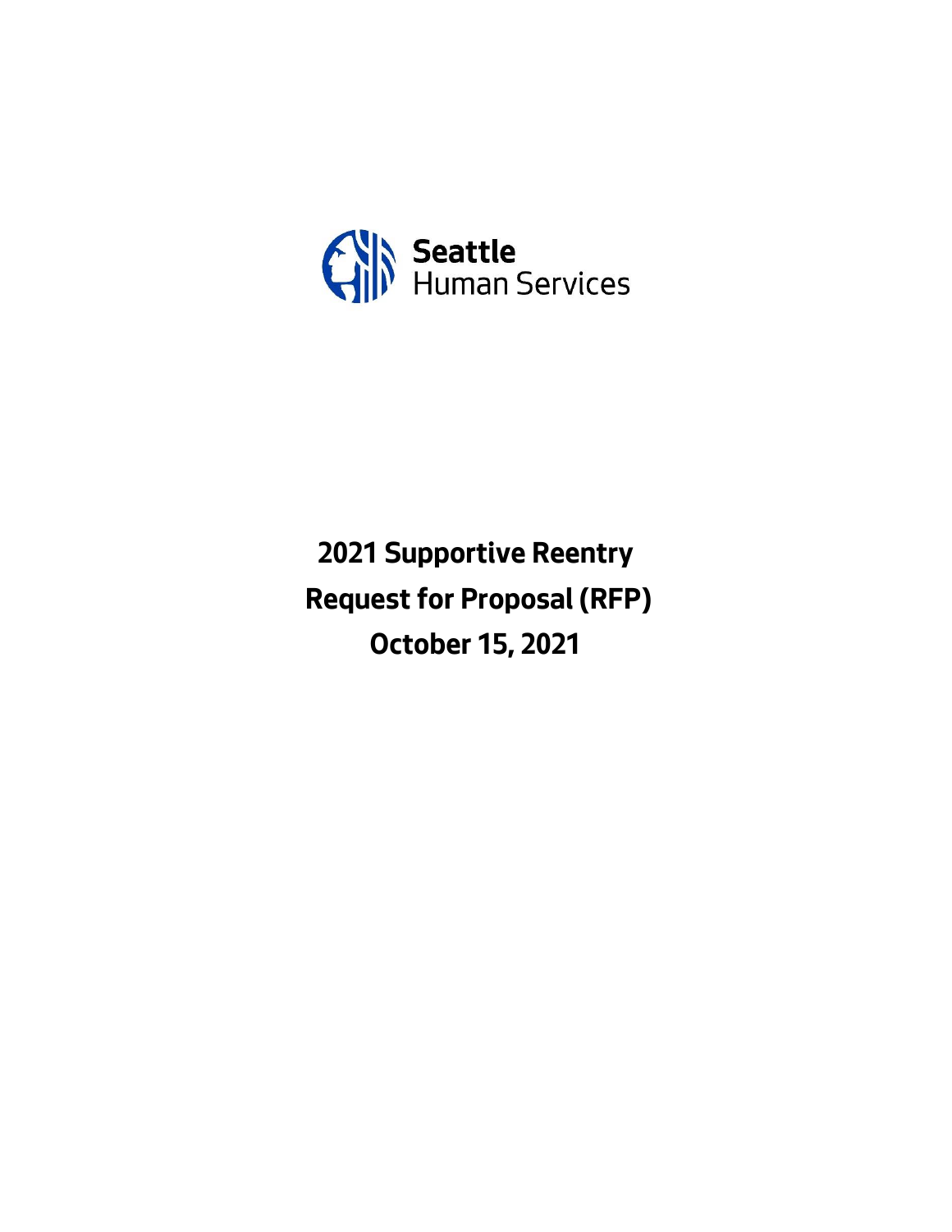Seattle
Human Services

# 2021 Supportive Reentry Request for Proposal (RFP) October 15, 2021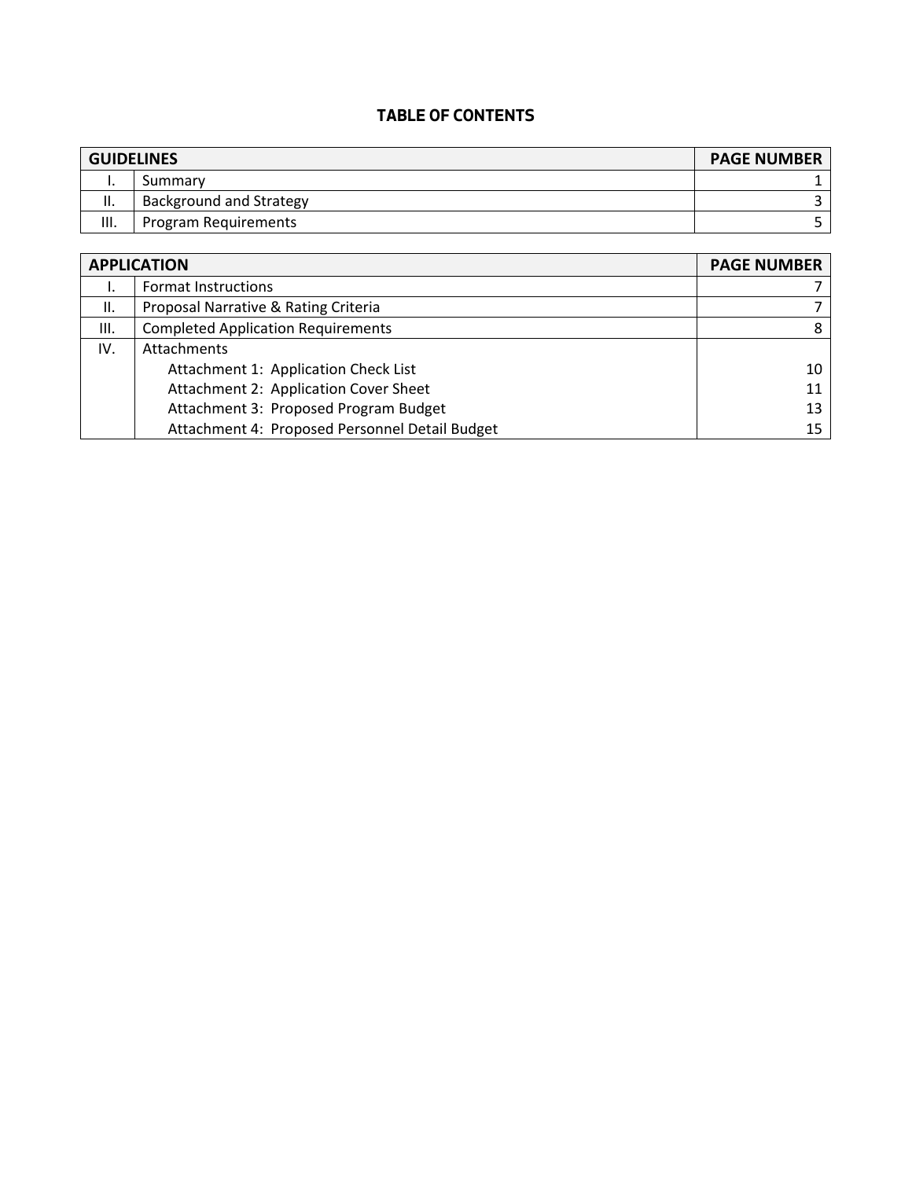## TABLE OF CONTENTS

| | GUIDELINES | PAGE NUMBER |
|---|---|---|
| I. | Summary | 1 |
| II. | Background and Strategy | 3 |
| III. | Program Requirements | 5 |

| | APPLICATION | PAGE NUMBER |
|---|---|---|
| I. | Format Instructions | 7 |
| II. | Proposal Narrative & Rating Criteria | 7 |
| III. | Completed Application Requirements | 8 |
| IV. | Attachments | |
| | Attachment 1: Application Check List | 10 |
| | Attachment 2: Application Cover Sheet | 11 |
| | Attachment 3: Proposed Program Budget | 13 |
| | Attachment 4: Proposed Personnel Detail Budget | 15 |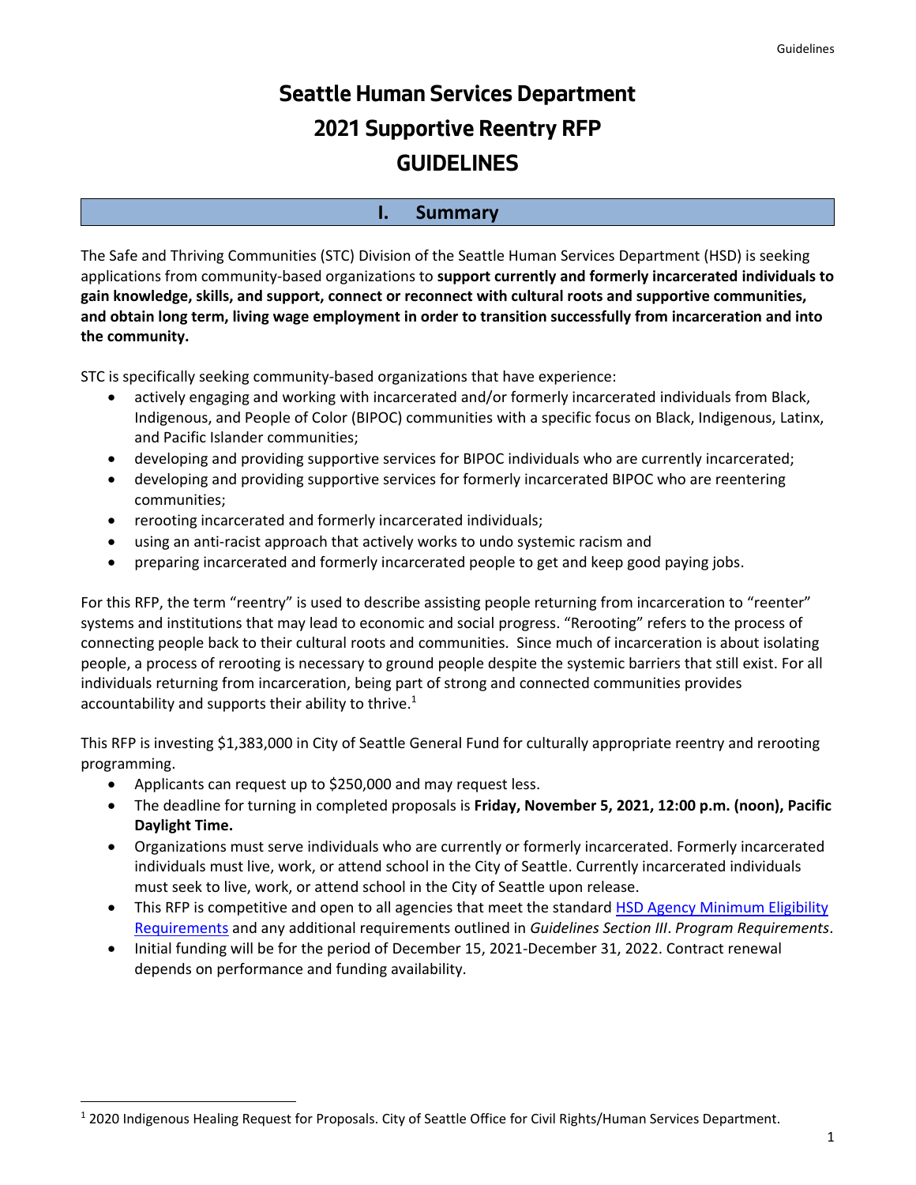# Seattle Human Services Department
# 2021 Supportive Reentry RFP
# GUIDELINES

## I. Summary

The Safe and Thriving Communities (STC) Division of the Seattle Human Services Department (HSD) is seeking applications from community-based organizations to **support currently and formerly incarcerated individuals to gain knowledge, skills, and support, connect or reconnect with cultural roots and supportive communities, and obtain long term, living wage employment in order to transition successfully from incarceration and into the community.**

STC is specifically seeking community-based organizations that have experience:

- actively engaging and working with incarcerated and/or formerly incarcerated individuals from Black, Indigenous, and People of Color (BIPOC) communities with a specific focus on Black, Indigenous, Latinx, and Pacific Islander communities;
- developing and providing supportive services for BIPOC individuals who are currently incarcerated;
- developing and providing supportive services for formerly incarcerated BIPOC who are reentering communities;
- rerooting incarcerated and formerly incarcerated individuals;
- using an anti-racist approach that actively works to undo systemic racism and
- preparing incarcerated and formerly incarcerated people to get and keep good paying jobs.

For this RFP, the term "reentry" is used to describe assisting people returning from incarceration to "reenter" systems and institutions that may lead to economic and social progress. "Rerooting" refers to the process of connecting people back to their cultural roots and communities. Since much of incarceration is about isolating people, a process of rerooting is necessary to ground people despite the systemic barriers that still exist. For all individuals returning from incarceration, being part of strong and connected communities provides accountability and supports their ability to thrive.[1]

This RFP is investing $1,383,000 in City of Seattle General Fund for culturally appropriate reentry and rerooting programming.

- Applicants can request up to $250,000 and may request less.
- The deadline for turning in completed proposals is **Friday, November 5, 2021, 12:00 p.m. (noon), Pacific Daylight Time.**
- Organizations must serve individuals who are currently or formerly incarcerated. Formerly incarcerated individuals must live, work, or attend school in the City of Seattle. Currently incarcerated individuals must seek to live, work, or attend school in the City of Seattle upon release.
- This RFP is competitive and open to all agencies that meet the standard [HSD Agency Minimum Eligibility Requirements] and any additional requirements outlined in *Guidelines Section III*. *Program Requirements*.
- Initial funding will be for the period of December 15, 2021-December 31, 2022. Contract renewal depends on performance and funding availability.

[1] 2020 Indigenous Healing Request for Proposals. City of Seattle Office for Civil Rights/Human Services Department.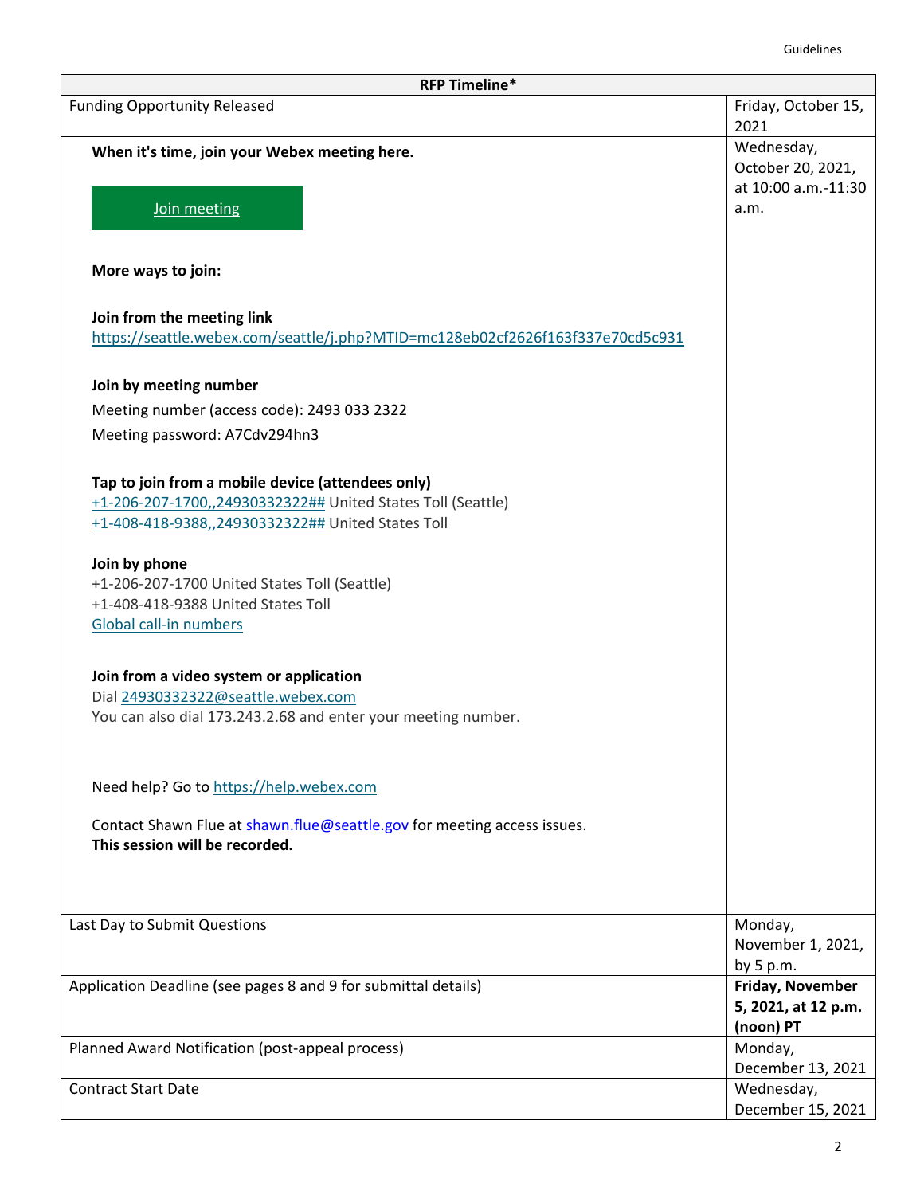| RFP Timeline* | |
|---|---|
| Funding Opportunity Released | Friday, October 15, 2021 |
| **When it's time, join your Webex meeting here.**<br><br>Join meeting<br><br>**More ways to join:**<br><br>**Join from the meeting link**<br>https://seattle.webex.com/seattle/j.php?MTID=mc128eb02cf2626f163f337e70cd5c931<br><br>**Join by meeting number**<br>Meeting number (access code): 2493 033 2322<br>Meeting password: A7Cdv294hn3<br><br>**Tap to join from a mobile device (attendees only)**<br>+1-206-207-1700,,24930332322## United States Toll (Seattle)<br>+1-408-418-9388,,24930332322## United States Toll<br><br>**Join by phone**<br>+1-206-207-1700 United States Toll (Seattle)<br>+1-408-418-9388 United States Toll<br>Global call-in numbers<br><br>**Join from a video system or application**<br>Dial 24930332322@seattle.webex.com<br>You can also dial 173.243.2.68 and enter your meeting number.<br><br>Need help? Go to https://help.webex.com<br><br>Contact Shawn Flue at shawn.flue@seattle.gov for meeting access issues.<br>**This session will be recorded.** | Wednesday, October 20, 2021, at 10:00 a.m.-11:30 a.m. |
| Last Day to Submit Questions | Monday, November 1, 2021, by 5 p.m. |
| Application Deadline (see pages 8 and 9 for submittal details) | **Friday, November 5, 2021, at 12 p.m. (noon) PT** |
| Planned Award Notification (post-appeal process) | Monday, December 13, 2021 |
| Contract Start Date | Wednesday, December 15, 2021 |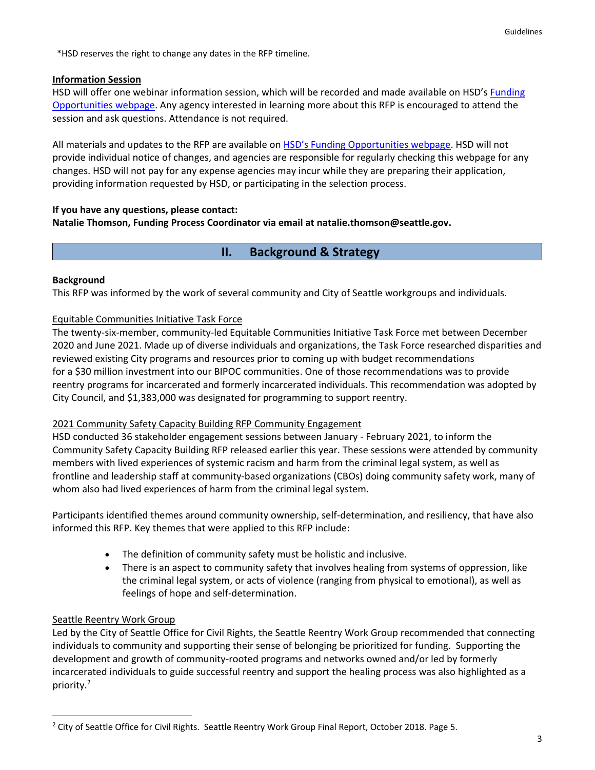*HSD reserves the right to change any dates in the RFP timeline.

**Information Session**

HSD will offer one webinar information session, which will be recorded and made available on HSD's Funding Opportunities webpage. Any agency interested in learning more about this RFP is encouraged to attend the session and ask questions. Attendance is not required.

All materials and updates to the RFP are available on HSD's Funding Opportunities webpage. HSD will not provide individual notice of changes, and agencies are responsible for regularly checking this webpage for any changes. HSD will not pay for any expense agencies may incur while they are preparing their application, providing information requested by HSD, or participating in the selection process.

**If you have any questions, please contact:**
**Natalie Thomson, Funding Process Coordinator via email at natalie.thomson@seattle.gov.**

## II. Background & Strategy

**Background**

This RFP was informed by the work of several community and City of Seattle workgroups and individuals.

Equitable Communities Initiative Task Force

The twenty-six-member, community-led Equitable Communities Initiative Task Force met between December 2020 and June 2021. Made up of diverse individuals and organizations, the Task Force researched disparities and reviewed existing City programs and resources prior to coming up with budget recommendations for a $30 million investment into our BIPOC communities. One of those recommendations was to provide reentry programs for incarcerated and formerly incarcerated individuals. This recommendation was adopted by City Council, and $1,383,000 was designated for programming to support reentry.

2021 Community Safety Capacity Building RFP Community Engagement

HSD conducted 36 stakeholder engagement sessions between January - February 2021, to inform the Community Safety Capacity Building RFP released earlier this year. These sessions were attended by community members with lived experiences of systemic racism and harm from the criminal legal system, as well as frontline and leadership staff at community-based organizations (CBOs) doing community safety work, many of whom also had lived experiences of harm from the criminal legal system.

Participants identified themes around community ownership, self-determination, and resiliency, that have also informed this RFP. Key themes that were applied to this RFP include:

- The definition of community safety must be holistic and inclusive.
- There is an aspect to community safety that involves healing from systems of oppression, like the criminal legal system, or acts of violence (ranging from physical to emotional), as well as feelings of hope and self-determination.

Seattle Reentry Work Group

Led by the City of Seattle Office for Civil Rights, the Seattle Reentry Work Group recommended that connecting individuals to community and supporting their sense of belonging be prioritized for funding. Supporting the development and growth of community-rooted programs and networks owned and/or led by formerly incarcerated individuals to guide successful reentry and support the healing process was also highlighted as a priority.[2]

[2] City of Seattle Office for Civil Rights. Seattle Reentry Work Group Final Report, October 2018. Page 5.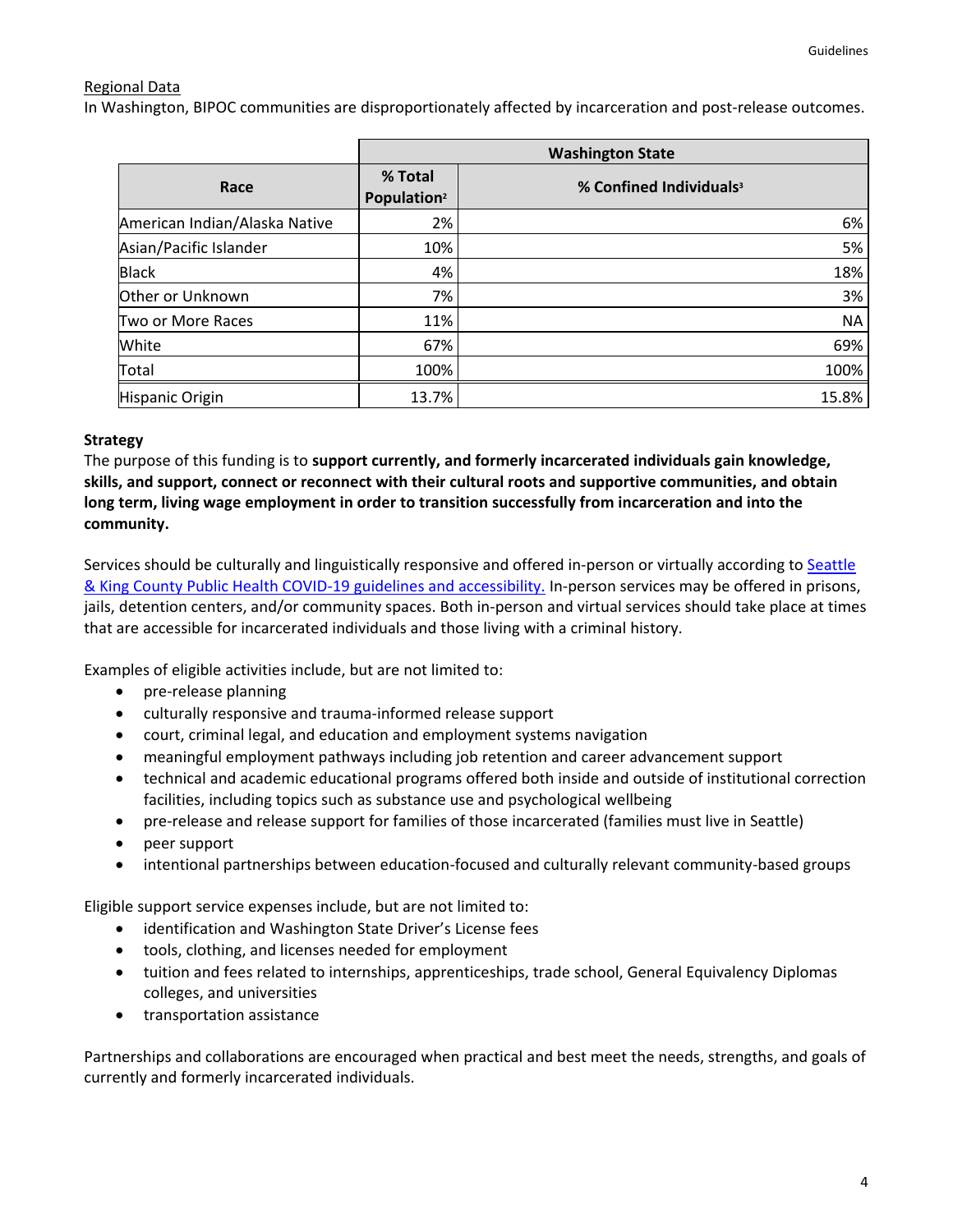Regional Data

In Washington, BIPOC communities are disproportionately affected by incarceration and post-release outcomes.

| | Washington State | |
|---|---|---|
| Race | % Total Population[2] | % Confined Individuals[3] |
| American Indian/Alaska Native | 2% | 6% |
| Asian/Pacific Islander | 10% | 5% |
| Black | 4% | 18% |
| Other or Unknown | 7% | 3% |
| Two or More Races | 11% | NA |
| White | 67% | 69% |
| Total | 100% | 100% |
| Hispanic Origin | 13.7% | 15.8% |

**Strategy**

The purpose of this funding is to **support currently, and formerly incarcerated individuals gain knowledge, skills, and support, connect or reconnect with their cultural roots and supportive communities, and obtain long term, living wage employment in order to transition successfully from incarceration and into the community.**

Services should be culturally and linguistically responsive and offered in-person or virtually according to Seattle & King County Public Health COVID-19 guidelines and accessibility. In-person services may be offered in prisons, jails, detention centers, and/or community spaces. Both in-person and virtual services should take place at times that are accessible for incarcerated individuals and those living with a criminal history.

Examples of eligible activities include, but are not limited to:

- pre-release planning
- culturally responsive and trauma-informed release support
- court, criminal legal, and education and employment systems navigation
- meaningful employment pathways including job retention and career advancement support
- technical and academic educational programs offered both inside and outside of institutional correction facilities, including topics such as substance use and psychological wellbeing
- pre-release and release support for families of those incarcerated (families must live in Seattle)
- peer support
- intentional partnerships between education-focused and culturally relevant community-based groups

Eligible support service expenses include, but are not limited to:

- identification and Washington State Driver's License fees
- tools, clothing, and licenses needed for employment
- tuition and fees related to internships, apprenticeships, trade school, General Equivalency Diplomas colleges, and universities
- transportation assistance

Partnerships and collaborations are encouraged when practical and best meet the needs, strengths, and goals of currently and formerly incarcerated individuals.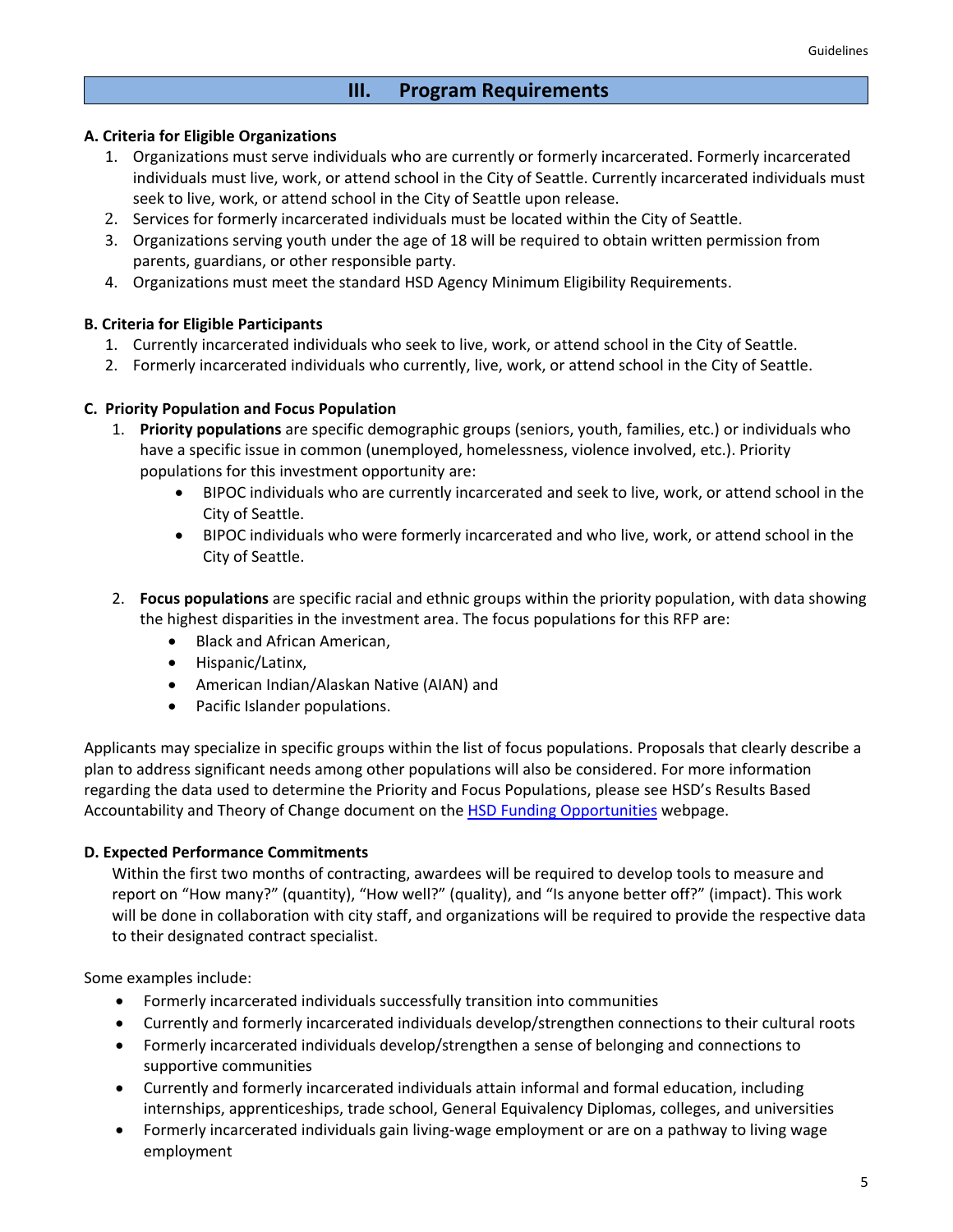## III. Program Requirements

**A. Criteria for Eligible Organizations**

1. Organizations must serve individuals who are currently or formerly incarcerated. Formerly incarcerated individuals must live, work, or attend school in the City of Seattle. Currently incarcerated individuals must seek to live, work, or attend school in the City of Seattle upon release.
2. Services for formerly incarcerated individuals must be located within the City of Seattle.
3. Organizations serving youth under the age of 18 will be required to obtain written permission from parents, guardians, or other responsible party.
4. Organizations must meet the standard HSD Agency Minimum Eligibility Requirements.

**B. Criteria for Eligible Participants**

1. Currently incarcerated individuals who seek to live, work, or attend school in the City of Seattle.
2. Formerly incarcerated individuals who currently, live, work, or attend school in the City of Seattle.

**C. Priority Population and Focus Population**

1. **Priority populations** are specific demographic groups (seniors, youth, families, etc.) or individuals who have a specific issue in common (unemployed, homelessness, violence involved, etc.). Priority populations for this investment opportunity are:
   - BIPOC individuals who are currently incarcerated and seek to live, work, or attend school in the City of Seattle.
   - BIPOC individuals who were formerly incarcerated and who live, work, or attend school in the City of Seattle.

2. **Focus populations** are specific racial and ethnic groups within the priority population, with data showing the highest disparities in the investment area. The focus populations for this RFP are:
   - Black and African American,
   - Hispanic/Latinx,
   - American Indian/Alaskan Native (AIAN) and
   - Pacific Islander populations.

Applicants may specialize in specific groups within the list of focus populations. Proposals that clearly describe a plan to address significant needs among other populations will also be considered. For more information regarding the data used to determine the Priority and Focus Populations, please see HSD's Results Based Accountability and Theory of Change document on the [HSD Funding Opportunities]() webpage.

**D. Expected Performance Commitments**

Within the first two months of contracting, awardees will be required to develop tools to measure and report on "How many?" (quantity), "How well?" (quality), and "Is anyone better off?" (impact). This work will be done in collaboration with city staff, and organizations will be required to provide the respective data to their designated contract specialist.

Some examples include:

- Formerly incarcerated individuals successfully transition into communities
- Currently and formerly incarcerated individuals develop/strengthen connections to their cultural roots
- Formerly incarcerated individuals develop/strengthen a sense of belonging and connections to supportive communities
- Currently and formerly incarcerated individuals attain informal and formal education, including internships, apprenticeships, trade school, General Equivalency Diplomas, colleges, and universities
- Formerly incarcerated individuals gain living-wage employment or are on a pathway to living wage employment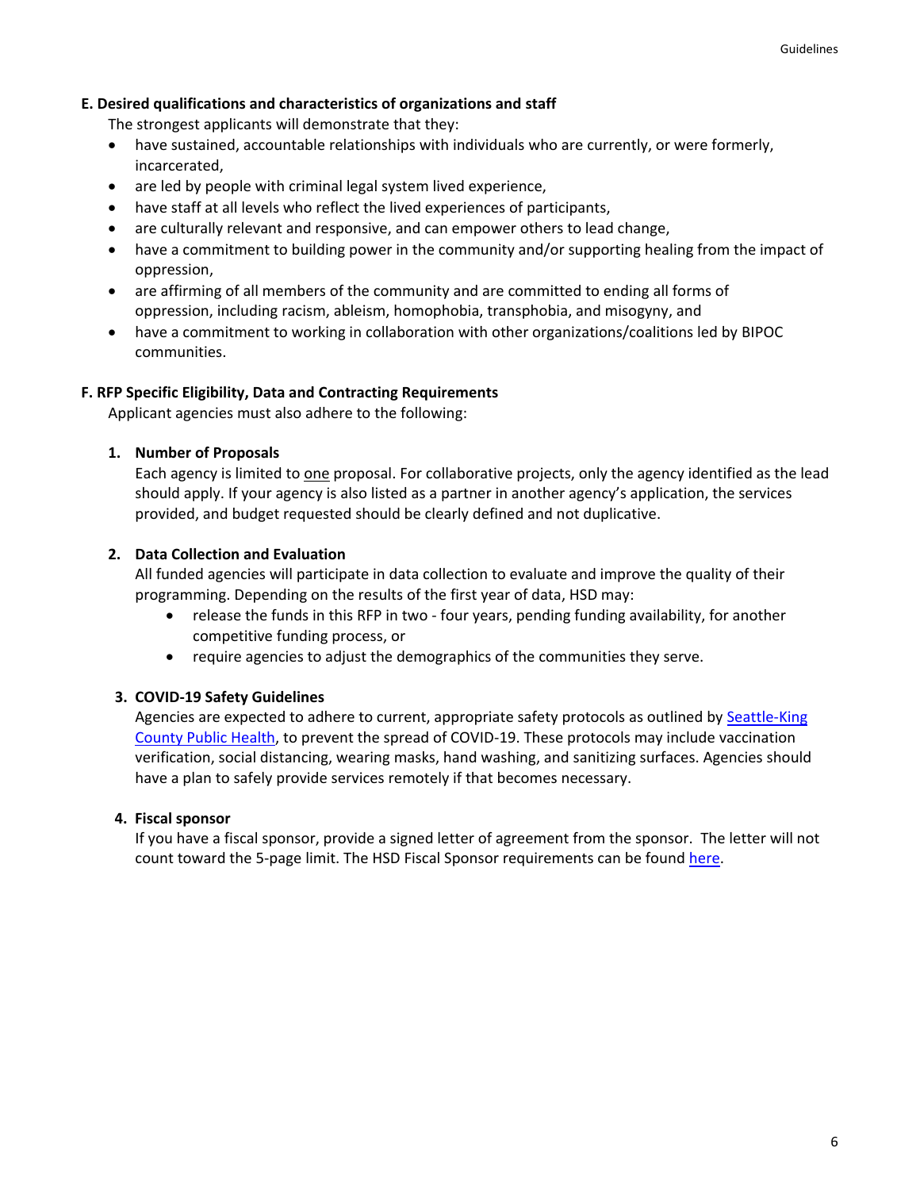### E. Desired qualifications and characteristics of organizations and staff

The strongest applicants will demonstrate that they:

- have sustained, accountable relationships with individuals who are currently, or were formerly, incarcerated,
- are led by people with criminal legal system lived experience,
- have staff at all levels who reflect the lived experiences of participants,
- are culturally relevant and responsive, and can empower others to lead change,
- have a commitment to building power in the community and/or supporting healing from the impact of oppression,
- are affirming of all members of the community and are committed to ending all forms of oppression, including racism, ableism, homophobia, transphobia, and misogyny, and
- have a commitment to working in collaboration with other organizations/coalitions led by BIPOC communities.

### F. RFP Specific Eligibility, Data and Contracting Requirements

Applicant agencies must also adhere to the following:

1. **Number of Proposals**

   Each agency is limited to one proposal. For collaborative projects, only the agency identified as the lead should apply. If your agency is also listed as a partner in another agency's application, the services provided, and budget requested should be clearly defined and not duplicative.

2. **Data Collection and Evaluation**

   All funded agencies will participate in data collection to evaluate and improve the quality of their programming. Depending on the results of the first year of data, HSD may:

   - release the funds in this RFP in two - four years, pending funding availability, for another competitive funding process, or
   - require agencies to adjust the demographics of the communities they serve.

3. **COVID-19 Safety Guidelines**

   Agencies are expected to adhere to current, appropriate safety protocols as outlined by [Seattle-King County Public Health](), to prevent the spread of COVID-19. These protocols may include vaccination verification, social distancing, wearing masks, hand washing, and sanitizing surfaces. Agencies should have a plan to safely provide services remotely if that becomes necessary.

4. **Fiscal sponsor**

   If you have a fiscal sponsor, provide a signed letter of agreement from the sponsor. The letter will not count toward the 5-page limit. The HSD Fiscal Sponsor requirements can be found [here]().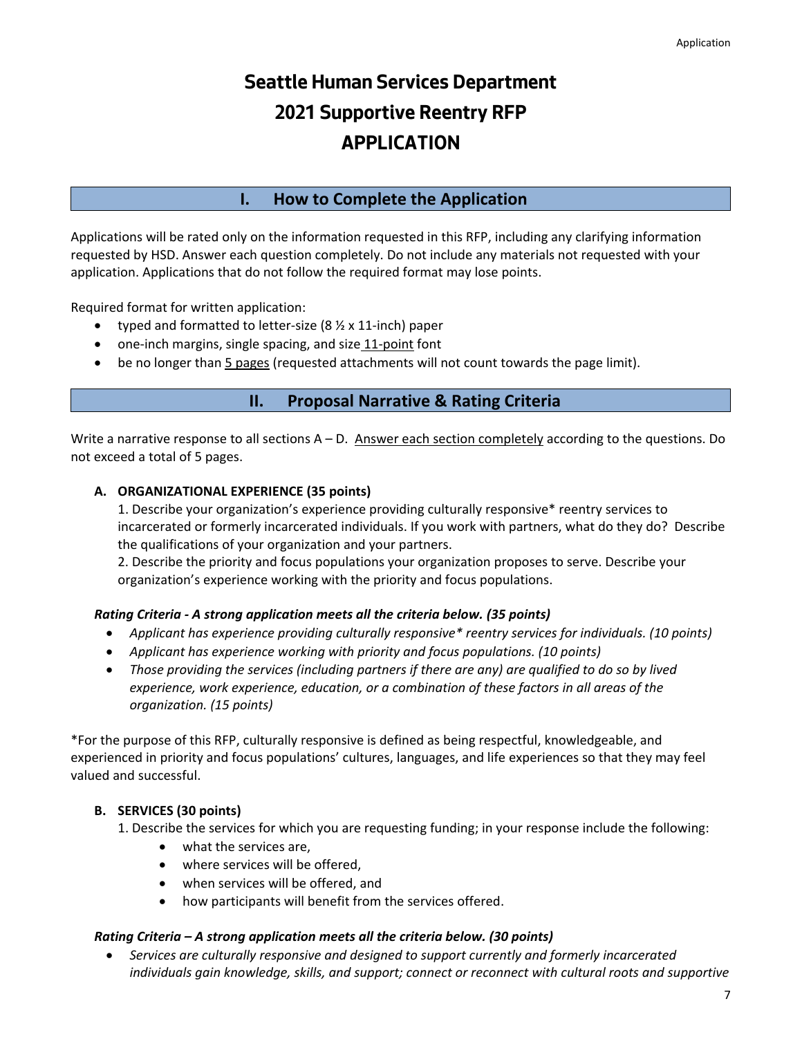# Seattle Human Services Department
# 2021 Supportive Reentry RFP
# APPLICATION

## I. How to Complete the Application

Applications will be rated only on the information requested in this RFP, including any clarifying information requested by HSD. Answer each question completely. Do not include any materials not requested with your application. Applications that do not follow the required format may lose points.

Required format for written application:

- typed and formatted to letter-size (8 ½ x 11-inch) paper
- one-inch margins, single spacing, and size <u>11-point</u> font
- be no longer than <u>5 pages</u> (requested attachments will not count towards the page limit).

## II. Proposal Narrative & Rating Criteria

Write a narrative response to all sections A – D. <u>Answer each section completely</u> according to the questions. Do not exceed a total of 5 pages.

**A. ORGANIZATIONAL EXPERIENCE (35 points)**

1. Describe your organization's experience providing culturally responsive* reentry services to incarcerated or formerly incarcerated individuals. If you work with partners, what do they do? Describe the qualifications of your organization and your partners.
2. Describe the priority and focus populations your organization proposes to serve. Describe your organization's experience working with the priority and focus populations.

***Rating Criteria - A strong application meets all the criteria below. (35 points)***

- *Applicant has experience providing culturally responsive* reentry services for individuals. (10 points)*
- *Applicant has experience working with priority and focus populations. (10 points)*
- *Those providing the services (including partners if there are any) are qualified to do so by lived experience, work experience, education, or a combination of these factors in all areas of the organization. (15 points)*

*For the purpose of this RFP, culturally responsive is defined as being respectful, knowledgeable, and experienced in priority and focus populations' cultures, languages, and life experiences so that they may feel valued and successful.

**B. SERVICES (30 points)**

1. Describe the services for which you are requesting funding; in your response include the following:
   - what the services are,
   - where services will be offered,
   - when services will be offered, and
   - how participants will benefit from the services offered.

***Rating Criteria – A strong application meets all the criteria below. (30 points)***

- *Services are culturally responsive and designed to support currently and formerly incarcerated individuals gain knowledge, skills, and support; connect or reconnect with cultural roots and supportive*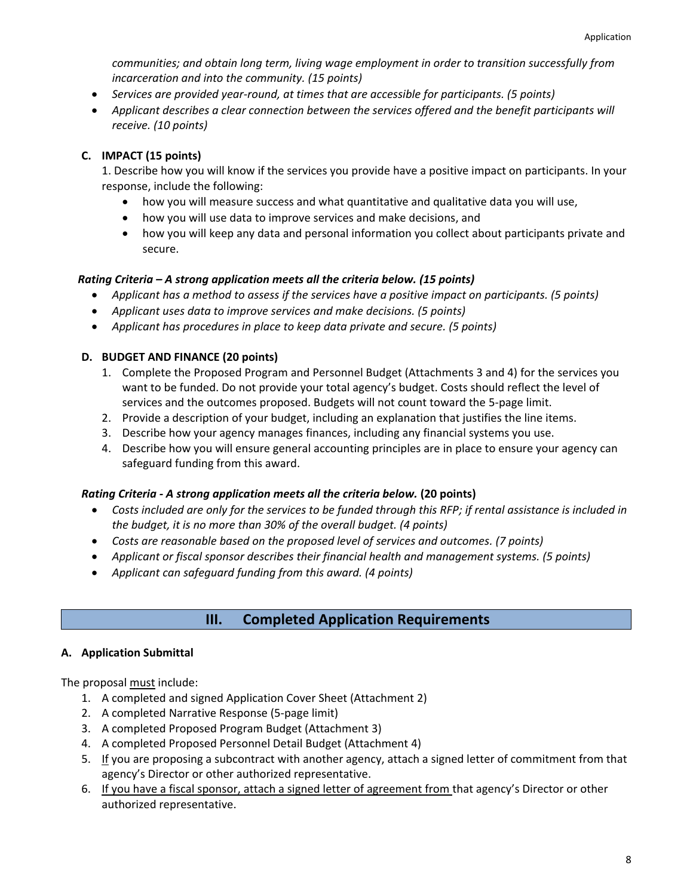*communities; and obtain long term, living wage employment in order to transition successfully from incarceration and into the community. (15 points)*

- *Services are provided year-round, at times that are accessible for participants. (5 points)*
- *Applicant describes a clear connection between the services offered and the benefit participants will receive. (10 points)*

### C. IMPACT (15 points)

1. Describe how you will know if the services you provide have a positive impact on participants. In your response, include the following:
   - how you will measure success and what quantitative and qualitative data you will use,
   - how you will use data to improve services and make decisions, and
   - how you will keep any data and personal information you collect about participants private and secure.

***Rating Criteria – A strong application meets all the criteria below. (15 points)***

- *Applicant has a method to assess if the services have a positive impact on participants. (5 points)*
- *Applicant uses data to improve services and make decisions. (5 points)*
- *Applicant has procedures in place to keep data private and secure. (5 points)*

### D. BUDGET AND FINANCE (20 points)

1. Complete the Proposed Program and Personnel Budget (Attachments 3 and 4) for the services you want to be funded. Do not provide your total agency's budget. Costs should reflect the level of services and the outcomes proposed. Budgets will not count toward the 5-page limit.
2. Provide a description of your budget, including an explanation that justifies the line items.
3. Describe how your agency manages finances, including any financial systems you use.
4. Describe how you will ensure general accounting principles are in place to ensure your agency can safeguard funding from this award.

***Rating Criteria - A strong application meets all the criteria below.* (20 points)**

- *Costs included are only for the services to be funded through this RFP; if rental assistance is included in the budget, it is no more than 30% of the overall budget. (4 points)*
- *Costs are reasonable based on the proposed level of services and outcomes. (7 points)*
- *Applicant or fiscal sponsor describes their financial health and management systems. (5 points)*
- *Applicant can safeguard funding from this award. (4 points)*

## III. Completed Application Requirements

### A. Application Submittal

The proposal <u>must</u> include:

1. A completed and signed Application Cover Sheet (Attachment 2)
2. A completed Narrative Response (5-page limit)
3. A completed Proposed Program Budget (Attachment 3)
4. A completed Proposed Personnel Detail Budget (Attachment 4)
5. <u>If</u> you are proposing a subcontract with another agency, attach a signed letter of commitment from that agency's Director or other authorized representative.
6. <u>If you have a fiscal sponsor, attach a signed letter of agreement from</u> that agency's Director or other authorized representative.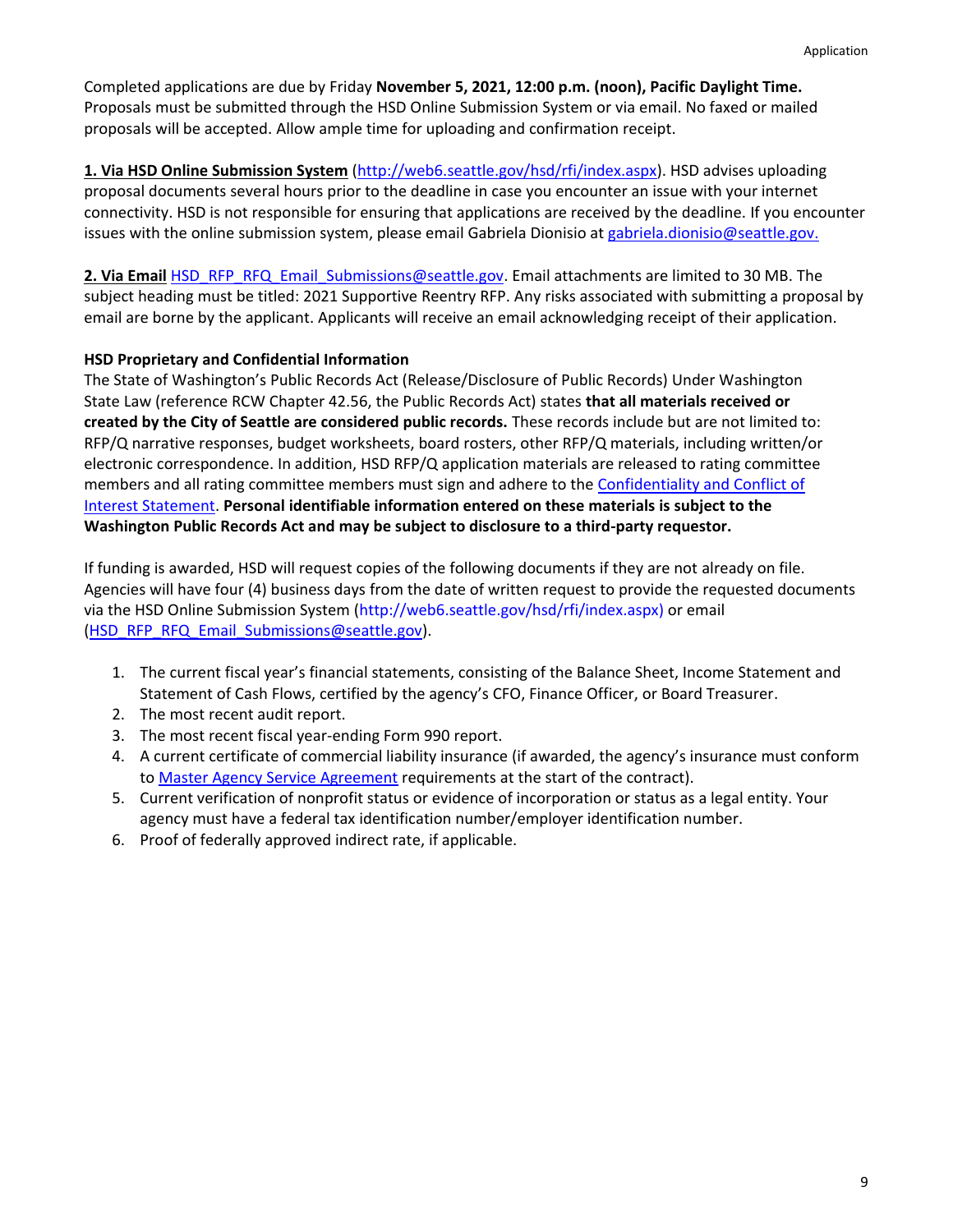Completed applications are due by Friday **November 5, 2021, 12:00 p.m. (noon), Pacific Daylight Time.** Proposals must be submitted through the HSD Online Submission System or via email. No faxed or mailed proposals will be accepted. Allow ample time for uploading and confirmation receipt.

**1. Via HSD Online Submission System** (http://web6.seattle.gov/hsd/rfi/index.aspx). HSD advises uploading proposal documents several hours prior to the deadline in case you encounter an issue with your internet connectivity. HSD is not responsible for ensuring that applications are received by the deadline. If you encounter issues with the online submission system, please email Gabriela Dionisio at gabriela.dionisio@seattle.gov.

**2. Via Email** HSD_RFP_RFQ_Email_Submissions@seattle.gov. Email attachments are limited to 30 MB. The subject heading must be titled: 2021 Supportive Reentry RFP. Any risks associated with submitting a proposal by email are borne by the applicant. Applicants will receive an email acknowledging receipt of their application.

**HSD Proprietary and Confidential Information**

The State of Washington's Public Records Act (Release/Disclosure of Public Records) Under Washington State Law (reference RCW Chapter 42.56, the Public Records Act) states **that all materials received or created by the City of Seattle are considered public records.** These records include but are not limited to: RFP/Q narrative responses, budget worksheets, board rosters, other RFP/Q materials, including written/or electronic correspondence. In addition, HSD RFP/Q application materials are released to rating committee members and all rating committee members must sign and adhere to the Confidentiality and Conflict of Interest Statement. **Personal identifiable information entered on these materials is subject to the Washington Public Records Act and may be subject to disclosure to a third-party requestor.**

If funding is awarded, HSD will request copies of the following documents if they are not already on file. Agencies will have four (4) business days from the date of written request to provide the requested documents via the HSD Online Submission System (http://web6.seattle.gov/hsd/rfi/index.aspx) or email (HSD_RFP_RFQ_Email_Submissions@seattle.gov).

1. The current fiscal year's financial statements, consisting of the Balance Sheet, Income Statement and Statement of Cash Flows, certified by the agency's CFO, Finance Officer, or Board Treasurer.
2. The most recent audit report.
3. The most recent fiscal year-ending Form 990 report.
4. A current certificate of commercial liability insurance (if awarded, the agency's insurance must conform to Master Agency Service Agreement requirements at the start of the contract).
5. Current verification of nonprofit status or evidence of incorporation or status as a legal entity. Your agency must have a federal tax identification number/employer identification number.
6. Proof of federally approved indirect rate, if applicable.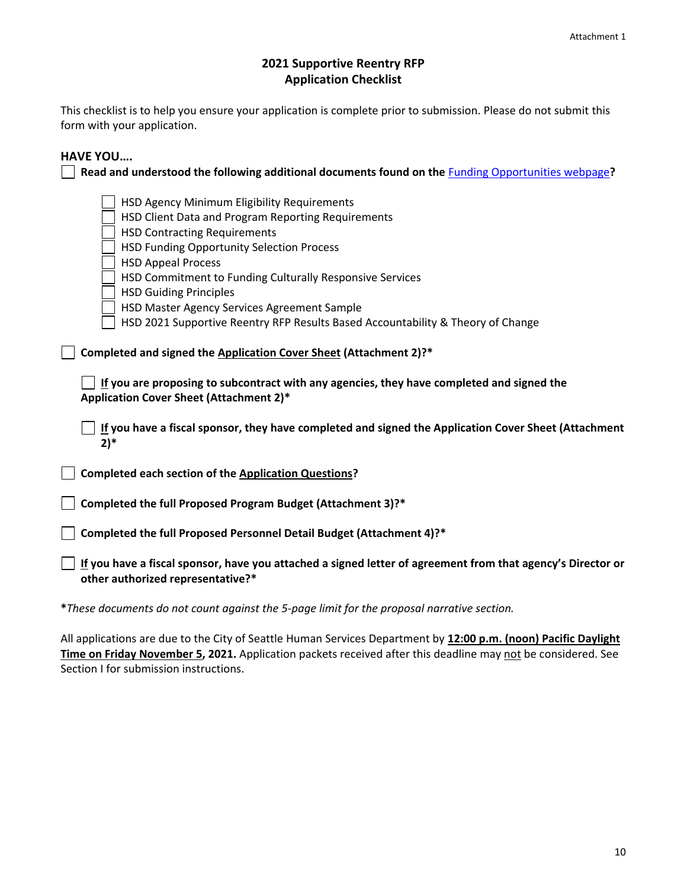Attachment 1

# 2021 Supportive Reentry RFP
# Application Checklist

This checklist is to help you ensure your application is complete prior to submission. Please do not submit this form with your application.

**HAVE YOU….**

- [ ] **Read and understood the following additional documents found on the Funding Opportunities webpage?**
  - [ ] HSD Agency Minimum Eligibility Requirements
  - [ ] HSD Client Data and Program Reporting Requirements
  - [ ] HSD Contracting Requirements
  - [ ] HSD Funding Opportunity Selection Process
  - [ ] HSD Appeal Process
  - [ ] HSD Commitment to Funding Culturally Responsive Services
  - [ ] HSD Guiding Principles
  - [ ] HSD Master Agency Services Agreement Sample
  - [ ] HSD 2021 Supportive Reentry RFP Results Based Accountability & Theory of Change
- [ ] **Completed and signed the Application Cover Sheet (Attachment 2)?***
  - [ ] **If you are proposing to subcontract with any agencies, they have completed and signed the Application Cover Sheet (Attachment 2)***
  - [ ] **If you have a fiscal sponsor, they have completed and signed the Application Cover Sheet (Attachment 2)***
- [ ] **Completed each section of the Application Questions?**
- [ ] **Completed the full Proposed Program Budget (Attachment 3)?***
- [ ] **Completed the full Proposed Personnel Detail Budget (Attachment 4)?***
- [ ] **If you have a fiscal sponsor, have you attached a signed letter of agreement from that agency's Director or other authorized representative?***

***These documents do not count against the 5-page limit for the proposal narrative section.**

All applications are due to the City of Seattle Human Services Department by **12:00 p.m. (noon) Pacific Daylight Time on Friday November 5, 2021.** Application packets received after this deadline may not be considered. See Section I for submission instructions.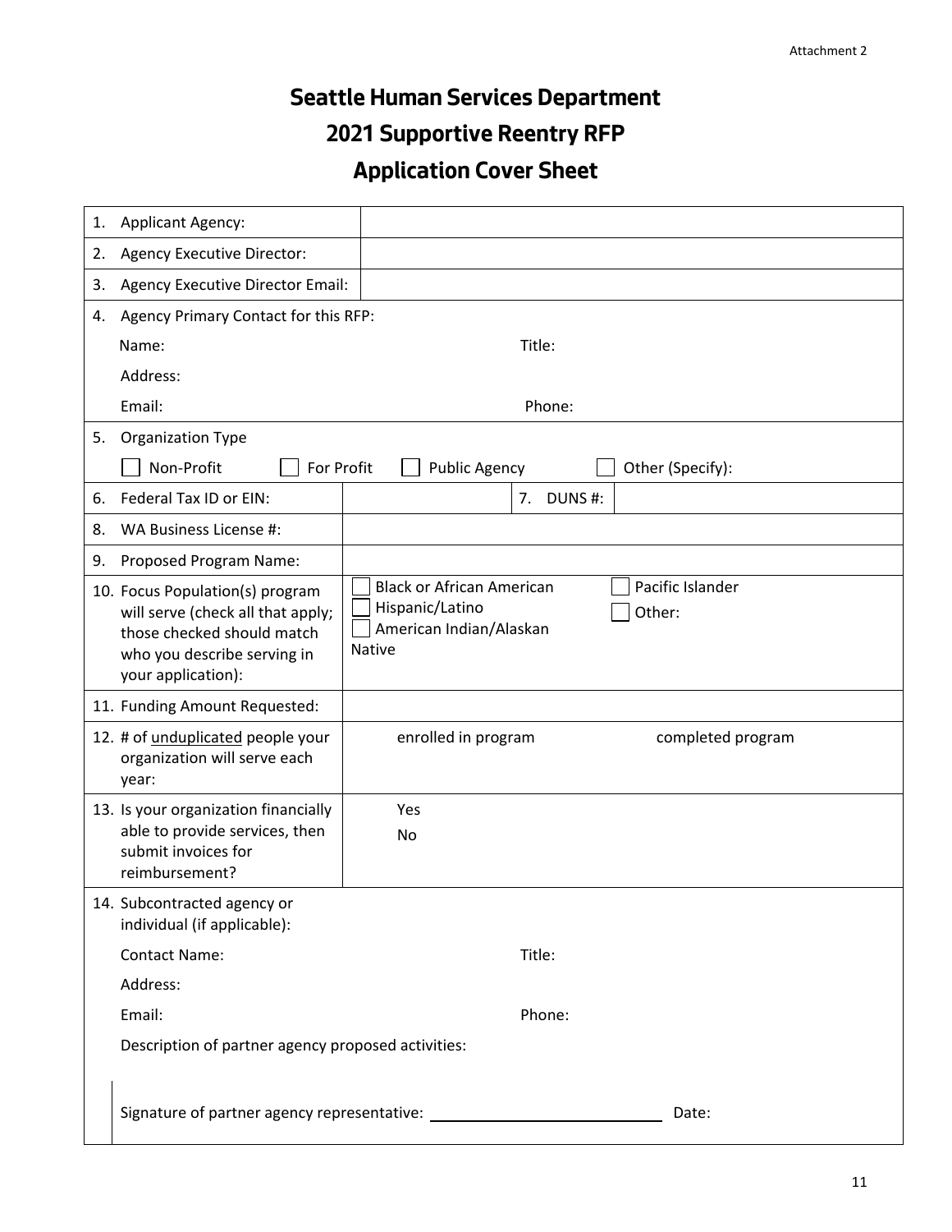Attachment 2

# Seattle Human Services Department
# 2021 Supportive Reentry RFP
# Application Cover Sheet

| | |
|---|---|
| 1. Applicant Agency: | |
| 2. Agency Executive Director: | |
| 3. Agency Executive Director Email: | |
| 4. Agency Primary Contact for this RFP:<br>Name: Title:<br>Address:<br>Email: Phone: | |
| 5. Organization Type<br>☐ Non-Profit ☐ For Profit ☐ Public Agency ☐ Other (Specify): | |
| 6. Federal Tax ID or EIN: | 7. DUNS #: |
| 8. WA Business License #: | |
| 9. Proposed Program Name: | |
| 10. Focus Population(s) program will serve (check all that apply; those checked should match who you describe serving in your application): | ☐ Black or African American<br>☐ Hispanic/Latino<br>☐ American Indian/Alaskan Native<br>☐ Pacific Islander<br>☐ Other: |
| 11. Funding Amount Requested: | |
| 12. # of unduplicated people your organization will serve each year: | enrolled in program completed program |
| 13. Is your organization financially able to provide services, then submit invoices for reimbursement? | Yes<br>No |
| 14. Subcontracted agency or individual (if applicable):<br>Contact Name: Title:<br>Address:<br>Email: Phone:<br>Description of partner agency proposed activities:<br><br>Signature of partner agency representative: ____________________ Date: | |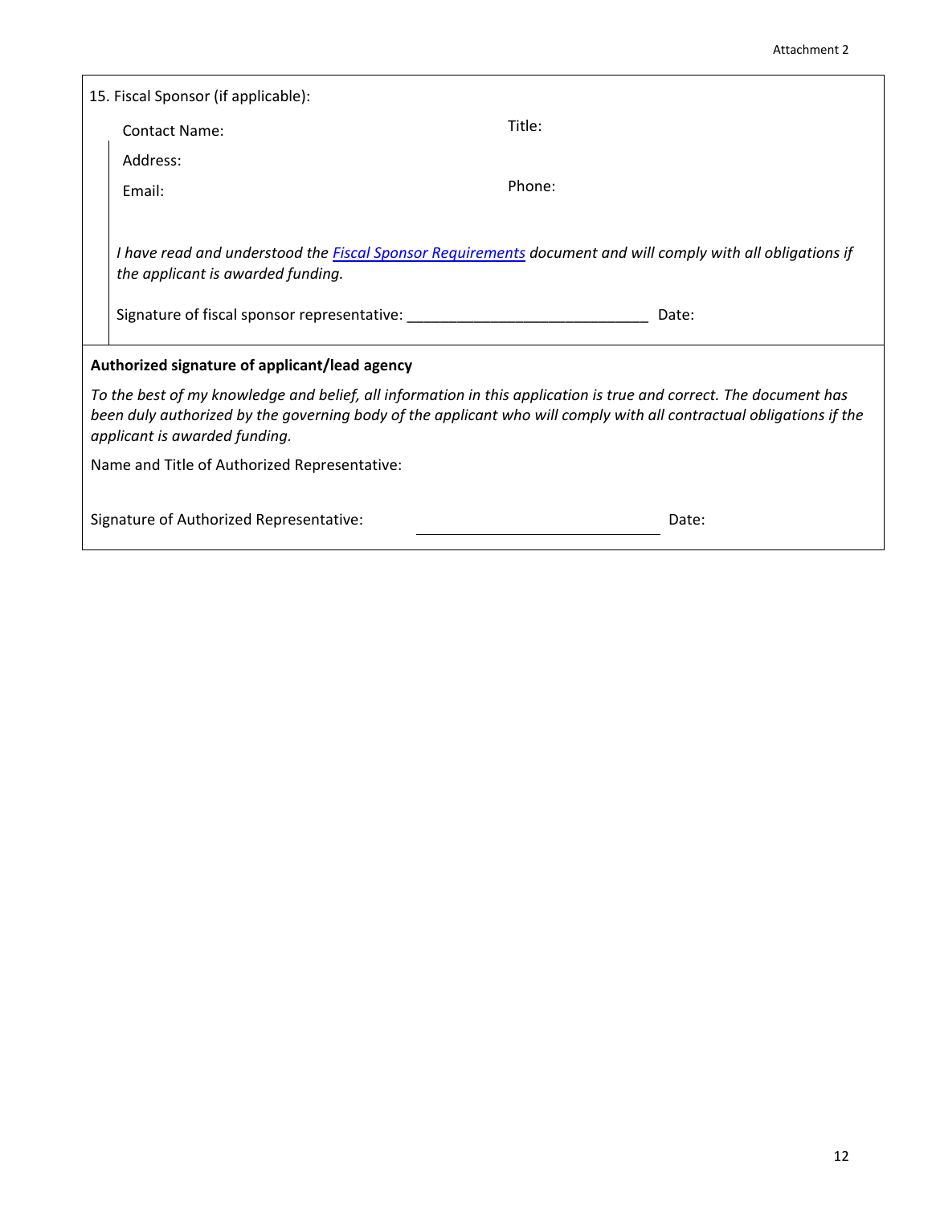15. Fiscal Sponsor (if applicable):

Contact Name: Title:

Address:

Email: Phone:

*I have read and understood the [Fiscal Sponsor Requirements] document and will comply with all obligations if the applicant is awarded funding.*

Signature of fiscal sponsor representative: ______________________________ Date:

**Authorized signature of applicant/lead agency**

*To the best of my knowledge and belief, all information in this application is true and correct. The document has been duly authorized by the governing body of the applicant who will comply with all contractual obligations if the applicant is awarded funding.*

Name and Title of Authorized Representative:

Signature of Authorized Representative: ______________________________ Date: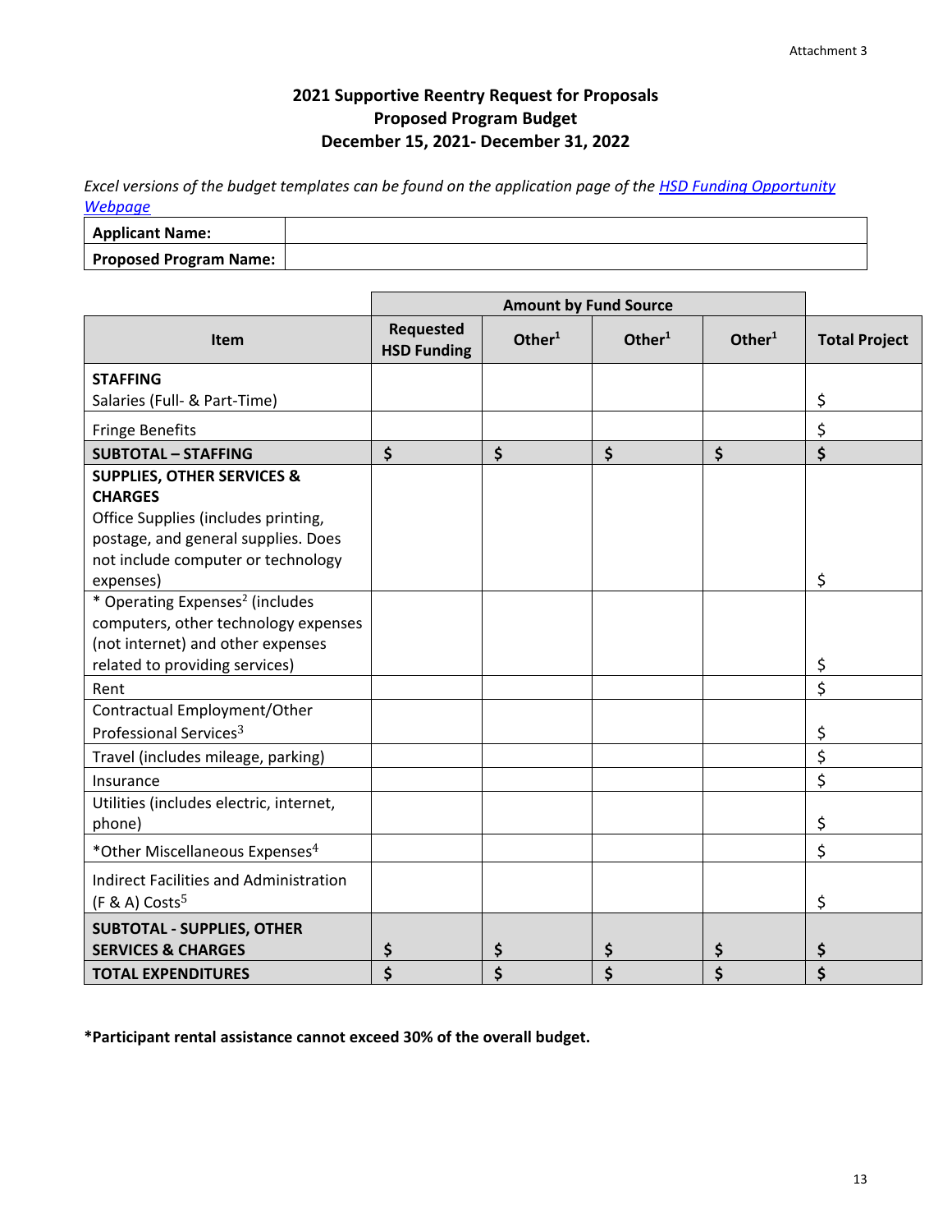Attachment 3

# 2021 Supportive Reentry Request for Proposals
## Proposed Program Budget
## December 15, 2021- December 31, 2022

*Excel versions of the budget templates can be found on the application page of the [HSD Funding Opportunity Webpage]*

| **Applicant Name:** | |
|---|---|
| **Proposed Program Name:** | |

| | **Amount by Fund Source** | | | | |
|---|---|---|---|---|---|
| **Item** | **Requested HSD Funding** | **Other[1]** | **Other[1]** | **Other[1]** | **Total Project** |
| **STAFFING** Salaries (Full- & Part-Time) | | | | | $ |
| Fringe Benefits | | | | | $ |
| **SUBTOTAL – STAFFING** | **$** | **$** | **$** | **$** | **$** |
| **SUPPLIES, OTHER SERVICES & CHARGES** Office Supplies (includes printing, postage, and general supplies. Does not include computer or technology expenses) | | | | | $ |
| * Operating Expenses[2] (includes computers, other technology expenses (not internet) and other expenses related to providing services) | | | | | $ |
| Rent | | | | | $ |
| Contractual Employment/Other Professional Services[3] | | | | | $ |
| Travel (includes mileage, parking) | | | | | $ |
| Insurance | | | | | $ |
| Utilities (includes electric, internet, phone) | | | | | $ |
| *Other Miscellaneous Expenses[4] | | | | | $ |
| Indirect Facilities and Administration (F & A) Costs[5] | | | | | $ |
| **SUBTOTAL - SUPPLIES, OTHER SERVICES & CHARGES** | **$** | **$** | **$** | **$** | **$** |
| **TOTAL EXPENDITURES** | **$** | **$** | **$** | **$** | **$** |

**\*Participant rental assistance cannot exceed 30% of the overall budget.**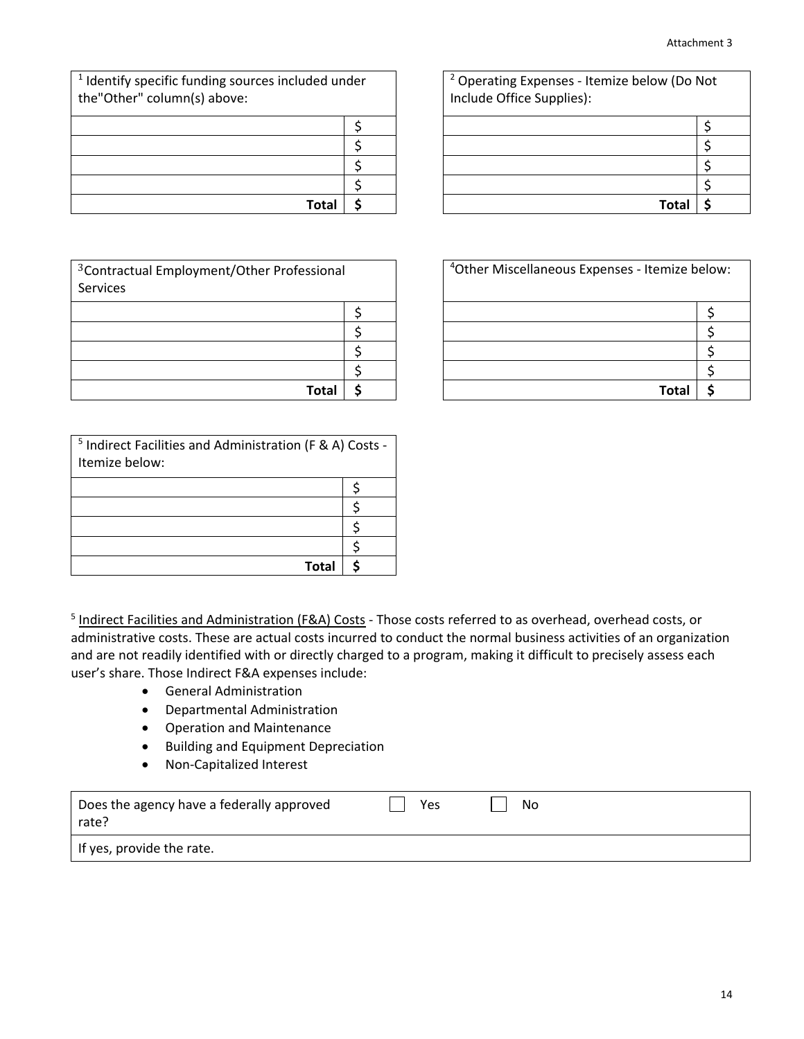| [1] Identify specific funding sources included under the"Other" column(s) above: | |
|---|---|
| | $ |
| | $ |
| | $ |
| | $ |
| **Total** | **$** |

| [2] Operating Expenses - Itemize below (Do Not Include Office Supplies): | |
|---|---|
| | $ |
| | $ |
| | $ |
| | $ |
| **Total** | **$** |

| [3]Contractual Employment/Other Professional Services | |
|---|---|
| | $ |
| | $ |
| | $ |
| | $ |
| **Total** | **$** |

| [4]Other Miscellaneous Expenses - Itemize below: | |
|---|---|
| | $ |
| | $ |
| | $ |
| | $ |
| **Total** | **$** |

| [5] Indirect Facilities and Administration (F & A) Costs - Itemize below: | |
|---|---|
| | $ |
| | $ |
| | $ |
| | $ |
| **Total** | **$** |

[5] Indirect Facilities and Administration (F&A) Costs - Those costs referred to as overhead, overhead costs, or administrative costs. These are actual costs incurred to conduct the normal business activities of an organization and are not readily identified with or directly charged to a program, making it difficult to precisely assess each user's share. Those Indirect F&A expenses include:

- General Administration
- Departmental Administration
- Operation and Maintenance
- Building and Equipment Depreciation
- Non-Capitalized Interest

| Does the agency have a federally approved rate? | ☐ Yes | ☐ No |
|---|---|---|
| If yes, provide the rate. | | |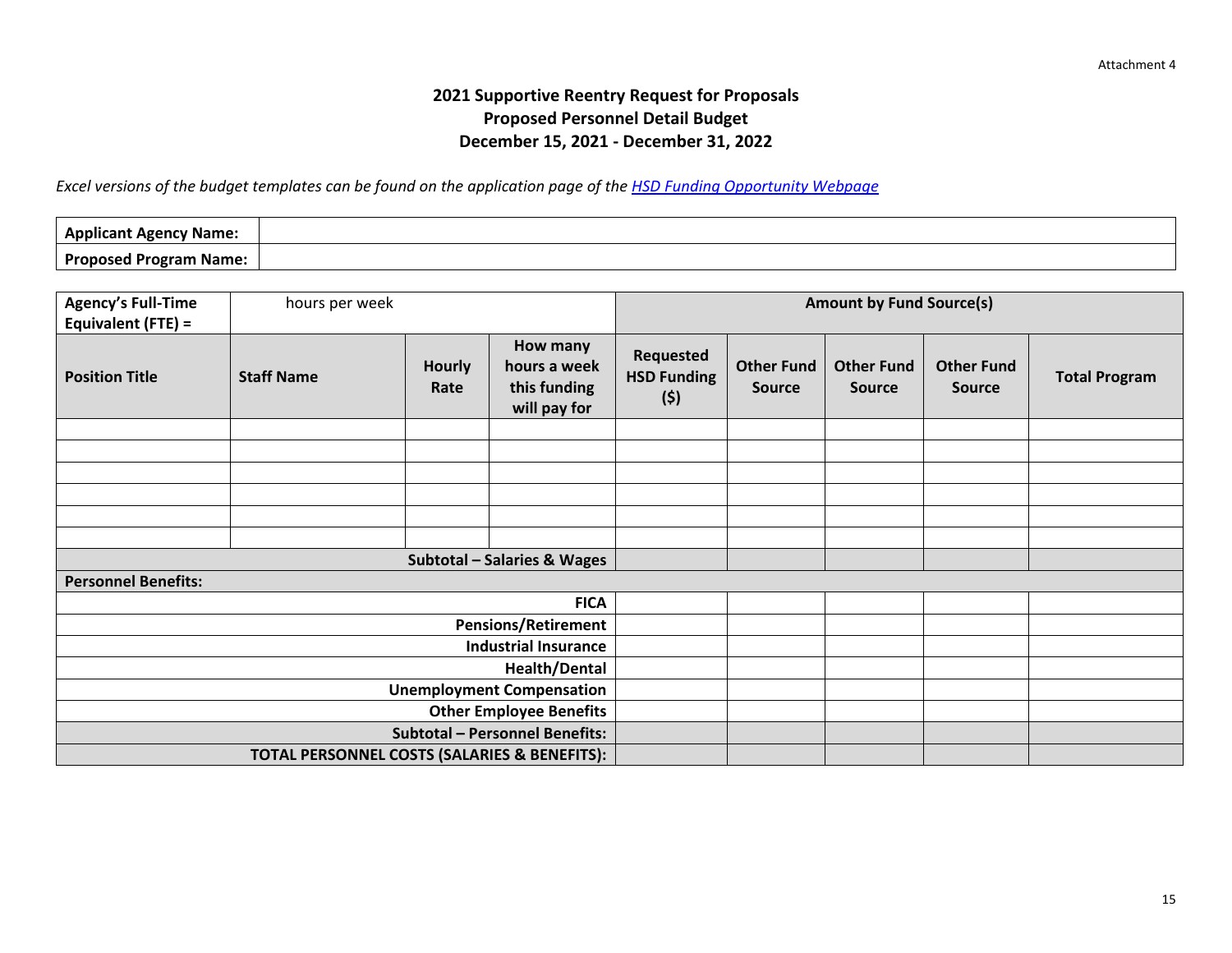Attachment 4

# 2021 Supportive Reentry Request for Proposals
## Proposed Personnel Detail Budget
## December 15, 2021 - December 31, 2022

*Excel versions of the budget templates can be found on the application page of the [HSD Funding Opportunity Webpage]()*

| | |
|---|---|
| **Applicant Agency Name:** | |
| **Proposed Program Name:** | |

| **Agency's Full-Time Equivalent (FTE) =** | hours per week | | | **Amount by Fund Source(s)** | | | | |
|---|---|---|---|---|---|---|---|---|
| **Position Title** | **Staff Name** | **Hourly Rate** | **How many hours a week this funding will pay for** | **Requested HSD Funding ($)** | **Other Fund Source** | **Other Fund Source** | **Other Fund Source** | **Total Program** |
| | | | | | | | | |
| | | | | | | | | |
| | | | | | | | | |
| | | | | | | | | |
| | | | | | | | | |
| | | | | | | | | |
| | | | **Subtotal – Salaries & Wages** | | | | | |
| **Personnel Benefits:** | | | | | | | | |
| | | | **FICA** | | | | | |
| | | | **Pensions/Retirement** | | | | | |
| | | | **Industrial Insurance** | | | | | |
| | | | **Health/Dental** | | | | | |
| | | | **Unemployment Compensation** | | | | | |
| | | | **Other Employee Benefits** | | | | | |
| | | | **Subtotal – Personnel Benefits:** | | | | | |
| | | | **TOTAL PERSONNEL COSTS (SALARIES & BENEFITS):** | | | | | |